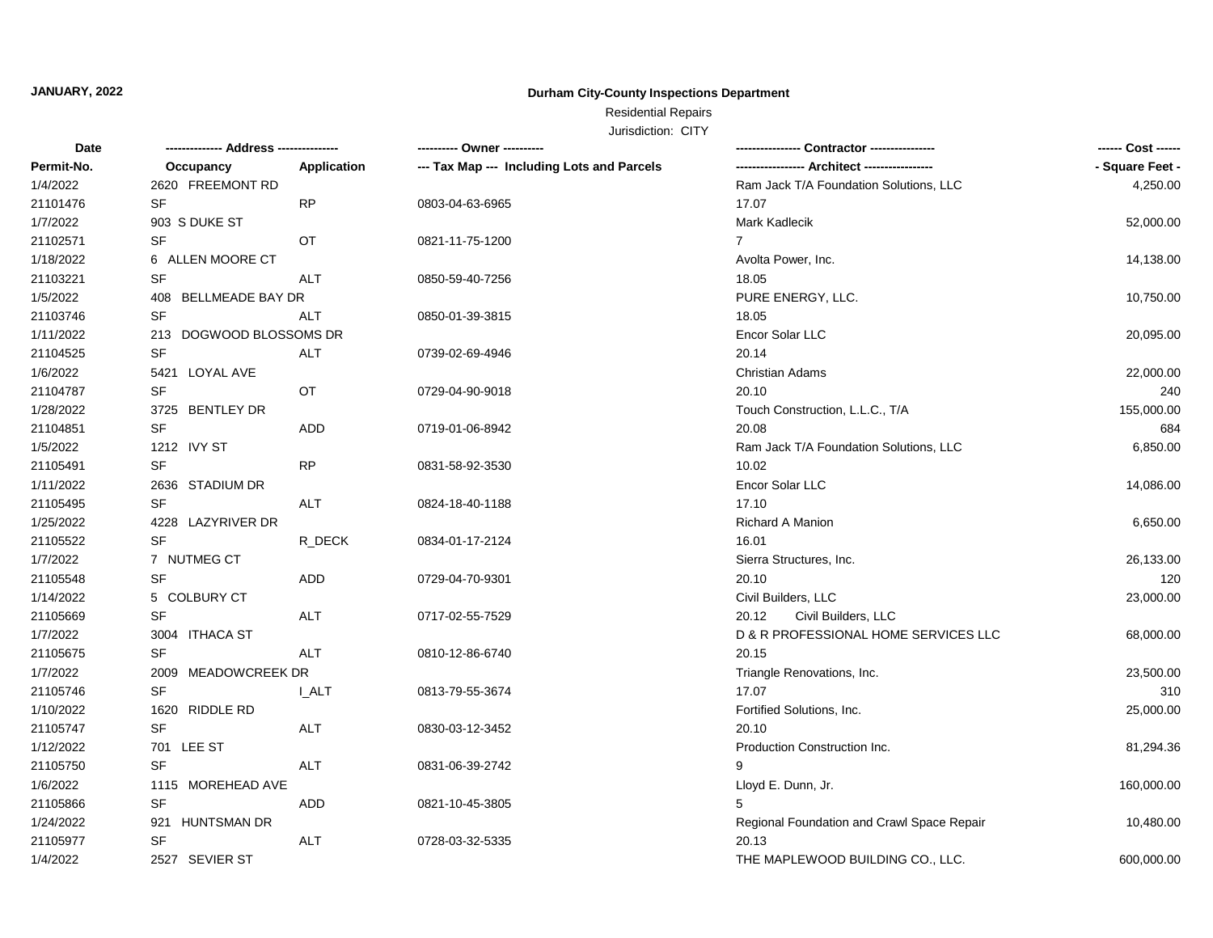**JANUARY, 2022**

**Durham City-County Inspections Department**

Residential Repairs

Jurisdiction: CITY

| Date | ------------- Address -------------- | | ---------- Owner ---------- | ---------------- Contractor ---------------- | ------ Cost ------ |
|---|---|---|---|---|---|
| Permit-No. | Occupancy | Application | --- Tax Map --- Including Lots and Parcels | ----------------- Architect ----------------- | - Square Feet - |
| 1/4/2022 | 2620 FREEMONT RD | | | Ram Jack T/A Foundation Solutions, LLC | 4,250.00 |
| 21101476 | SF | RP | 0803-04-63-6965 | 17.07 | |
| 1/7/2022 | 903 S DUKE ST | | | Mark Kadlecik | 52,000.00 |
| 21102571 | SF | OT | 0821-11-75-1200 | 7 | |
| 1/18/2022 | 6 ALLEN MOORE CT | | | Avolta Power, Inc. | 14,138.00 |
| 21103221 | SF | ALT | 0850-59-40-7256 | 18.05 | |
| 1/5/2022 | 408 BELLMEADE BAY DR | | | PURE ENERGY, LLC. | 10,750.00 |
| 21103746 | SF | ALT | 0850-01-39-3815 | 18.05 | |
| 1/11/2022 | 213 DOGWOOD BLOSSOMS DR | | | Encor Solar LLC | 20,095.00 |
| 21104525 | SF | ALT | 0739-02-69-4946 | 20.14 | |
| 1/6/2022 | 5421 LOYAL AVE | | | Christian Adams | 22,000.00 |
| 21104787 | SF | OT | 0729-04-90-9018 | 20.10 | 240 |
| 1/28/2022 | 3725 BENTLEY DR | | | Touch Construction, L.L.C., T/A | 155,000.00 |
| 21104851 | SF | ADD | 0719-01-06-8942 | 20.08 | 684 |
| 1/5/2022 | 1212 IVY ST | | | Ram Jack T/A Foundation Solutions, LLC | 6,850.00 |
| 21105491 | SF | RP | 0831-58-92-3530 | 10.02 | |
| 1/11/2022 | 2636 STADIUM DR | | | Encor Solar LLC | 14,086.00 |
| 21105495 | SF | ALT | 0824-18-40-1188 | 17.10 | |
| 1/25/2022 | 4228 LAZYRIVER DR | | | Richard A Manion | 6,650.00 |
| 21105522 | SF | R_DECK | 0834-01-17-2124 | 16.01 | |
| 1/7/2022 | 7 NUTMEG CT | | | Sierra Structures, Inc. | 26,133.00 |
| 21105548 | SF | ADD | 0729-04-70-9301 | 20.10 | 120 |
| 1/14/2022 | 5 COLBURY CT | | | Civil Builders, LLC | 23,000.00 |
| 21105669 | SF | ALT | 0717-02-55-7529 | 20.12 Civil Builders, LLC | |
| 1/7/2022 | 3004 ITHACA ST | | | D & R PROFESSIONAL HOME SERVICES LLC | 68,000.00 |
| 21105675 | SF | ALT | 0810-12-86-6740 | 20.15 | |
| 1/7/2022 | 2009 MEADOWCREEK DR | | | Triangle Renovations, Inc. | 23,500.00 |
| 21105746 | SF | I_ALT | 0813-79-55-3674 | 17.07 | 310 |
| 1/10/2022 | 1620 RIDDLE RD | | | Fortified Solutions, Inc. | 25,000.00 |
| 21105747 | SF | ALT | 0830-03-12-3452 | 20.10 | |
| 1/12/2022 | 701 LEE ST | | | Production Construction Inc. | 81,294.36 |
| 21105750 | SF | ALT | 0831-06-39-2742 | 9 | |
| 1/6/2022 | 1115 MOREHEAD AVE | | | Lloyd E. Dunn, Jr. | 160,000.00 |
| 21105866 | SF | ADD | 0821-10-45-3805 | 5 | |
| 1/24/2022 | 921 HUNTSMAN DR | | | Regional Foundation and Crawl Space Repair | 10,480.00 |
| 21105977 | SF | ALT | 0728-03-32-5335 | 20.13 | |
| 1/4/2022 | 2527 SEVIER ST | | | THE MAPLEWOOD BUILDING CO., LLC. | 600,000.00 |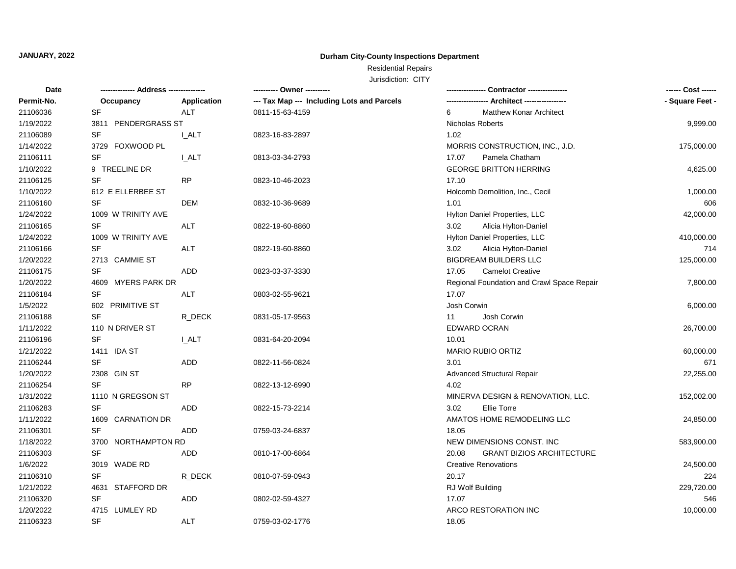**JANUARY, 2022**

**Durham City-County Inspections Department**

Residential Repairs

Jurisdiction: CITY

| Date / Permit-No. | Address / Occupancy | Application | Owner / Tax Map --- Including Lots and Parcels | Contractor / Architect | Cost / Square Feet |
|---|---|---|---|---|---|
| 21106036 | SF | ALT | 0811-15-63-4159 | 6 Matthew Konar Architect | |
| 1/19/2022 | 3811 PENDERGRASS ST | | | Nicholas Roberts | 9,999.00 |
| 21106089 | SF | I_ALT | 0823-16-83-2897 | 1.02 | |
| 1/14/2022 | 3729 FOXWOOD PL | | | MORRIS CONSTRUCTION, INC., J.D. | 175,000.00 |
| 21106111 | SF | I_ALT | 0813-03-34-2793 | 17.07 Pamela Chatham | |
| 1/10/2022 | 9 TREELINE DR | | | GEORGE BRITTON HERRING | 4,625.00 |
| 21106125 | SF | RP | 0823-10-46-2023 | 17.10 | |
| 1/10/2022 | 612 E ELLERBEE ST | | | Holcomb Demolition, Inc., Cecil | 1,000.00 |
| 21106160 | SF | DEM | 0832-10-36-9689 | 1.01 | 606 |
| 1/24/2022 | 1009 W TRINITY AVE | | | Hylton Daniel Properties, LLC | 42,000.00 |
| 21106165 | SF | ALT | 0822-19-60-8860 | 3.02 Alicia Hylton-Daniel | |
| 1/24/2022 | 1009 W TRINITY AVE | | | Hylton Daniel Properties, LLC | 410,000.00 |
| 21106166 | SF | ALT | 0822-19-60-8860 | 3.02 Alicia Hylton-Daniel | 714 |
| 1/20/2022 | 2713 CAMMIE ST | | | BIGDREAM BUILDERS LLC | 125,000.00 |
| 21106175 | SF | ADD | 0823-03-37-3330 | 17.05 Camelot Creative | |
| 1/20/2022 | 4609 MYERS PARK DR | | | Regional Foundation and Crawl Space Repair | 7,800.00 |
| 21106184 | SF | ALT | 0803-02-55-9621 | 17.07 | |
| 1/5/2022 | 602 PRIMITIVE ST | | | Josh Corwin | 6,000.00 |
| 21106188 | SF | R_DECK | 0831-05-17-9563 | 11 Josh Corwin | |
| 1/11/2022 | 110 N DRIVER ST | | | EDWARD OCRAN | 26,700.00 |
| 21106196 | SF | I_ALT | 0831-64-20-2094 | 10.01 | |
| 1/21/2022 | 1411 IDA ST | | | MARIO RUBIO ORTIZ | 60,000.00 |
| 21106244 | SF | ADD | 0822-11-56-0824 | 3.01 | 671 |
| 1/20/2022 | 2308 GIN ST | | | Advanced Structural Repair | 22,255.00 |
| 21106254 | SF | RP | 0822-13-12-6990 | 4.02 | |
| 1/31/2022 | 1110 N GREGSON ST | | | MINERVA DESIGN & RENOVATION, LLC. | 152,002.00 |
| 21106283 | SF | ADD | 0822-15-73-2214 | 3.02 Ellie Torre | |
| 1/11/2022 | 1609 CARNATION DR | | | AMATOS HOME REMODELING LLC | 24,850.00 |
| 21106301 | SF | ADD | 0759-03-24-6837 | 18.05 | |
| 1/18/2022 | 3700 NORTHAMPTON RD | | | NEW DIMENSIONS CONST. INC | 583,900.00 |
| 21106303 | SF | ADD | 0810-17-00-6864 | 20.08 GRANT BIZIOS ARCHITECTURE | |
| 1/6/2022 | 3019 WADE RD | | | Creative Renovations | 24,500.00 |
| 21106310 | SF | R_DECK | 0810-07-59-0943 | 20.17 | 224 |
| 1/21/2022 | 4631 STAFFORD DR | | | RJ Wolf Building | 229,720.00 |
| 21106320 | SF | ADD | 0802-02-59-4327 | 17.07 | 546 |
| 1/20/2022 | 4715 LUMLEY RD | | | ARCO RESTORATION INC | 10,000.00 |
| 21106323 | SF | ALT | 0759-03-02-1776 | 18.05 | |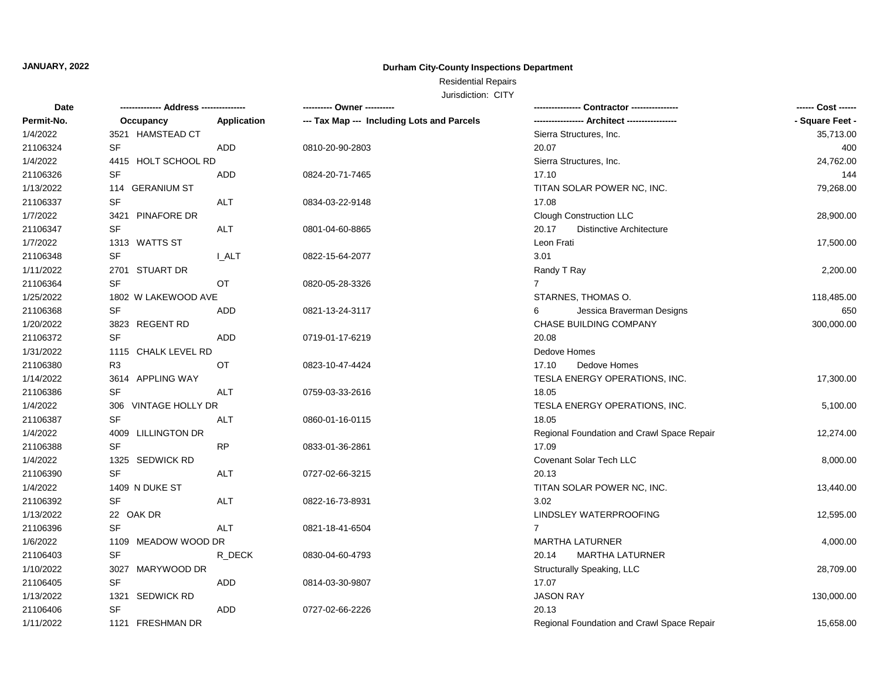**JANUARY, 2022**

**Durham City-County Inspections Department**

Residential Repairs

Jurisdiction: CITY

| Date | ------------- Address -------------- | | ---------- Owner ---------- | ---------------- Contractor ---------------- | ------ Cost ------ |
|---|---|---|---|---|---|
| Permit-No. | Occupancy | Application | --- Tax Map --- Including Lots and Parcels | ----------------- Architect ----------------- | - Square Feet - |
| 1/4/2022 | 3521 HAMSTEAD CT | | | Sierra Structures, Inc. | 35,713.00 |
| 21106324 | SF | ADD | 0810-20-90-2803 | 20.07 | 400 |
| 1/4/2022 | 4415 HOLT SCHOOL RD | | | Sierra Structures, Inc. | 24,762.00 |
| 21106326 | SF | ADD | 0824-20-71-7465 | 17.10 | 144 |
| 1/13/2022 | 114 GERANIUM ST | | | TITAN SOLAR POWER NC, INC. | 79,268.00 |
| 21106337 | SF | ALT | 0834-03-22-9148 | 17.08 | |
| 1/7/2022 | 3421 PINAFORE DR | | | Clough Construction LLC | 28,900.00 |
| 21106347 | SF | ALT | 0801-04-60-8865 | 20.17 Distinctive Architecture | |
| 1/7/2022 | 1313 WATTS ST | | | Leon Frati | 17,500.00 |
| 21106348 | SF | I_ALT | 0822-15-64-2077 | 3.01 | |
| 1/11/2022 | 2701 STUART DR | | | Randy T Ray | 2,200.00 |
| 21106364 | SF | OT | 0820-05-28-3326 | 7 | |
| 1/25/2022 | 1802 W LAKEWOOD AVE | | | STARNES, THOMAS O. | 118,485.00 |
| 21106368 | SF | ADD | 0821-13-24-3117 | 6 Jessica Braverman Designs | 650 |
| 1/20/2022 | 3823 REGENT RD | | | CHASE BUILDING COMPANY | 300,000.00 |
| 21106372 | SF | ADD | 0719-01-17-6219 | 20.08 | |
| 1/31/2022 | 1115 CHALK LEVEL RD | | | Dedove Homes | |
| 21106380 | R3 | OT | 0823-10-47-4424 | 17.10 Dedove Homes | |
| 1/14/2022 | 3614 APPLING WAY | | | TESLA ENERGY OPERATIONS, INC. | 17,300.00 |
| 21106386 | SF | ALT | 0759-03-33-2616 | 18.05 | |
| 1/4/2022 | 306 VINTAGE HOLLY DR | | | TESLA ENERGY OPERATIONS, INC. | 5,100.00 |
| 21106387 | SF | ALT | 0860-01-16-0115 | 18.05 | |
| 1/4/2022 | 4009 LILLINGTON DR | | | Regional Foundation and Crawl Space Repair | 12,274.00 |
| 21106388 | SF | RP | 0833-01-36-2861 | 17.09 | |
| 1/4/2022 | 1325 SEDWICK RD | | | Covenant Solar Tech LLC | 8,000.00 |
| 21106390 | SF | ALT | 0727-02-66-3215 | 20.13 | |
| 1/4/2022 | 1409 N DUKE ST | | | TITAN SOLAR POWER NC, INC. | 13,440.00 |
| 21106392 | SF | ALT | 0822-16-73-8931 | 3.02 | |
| 1/13/2022 | 22 OAK DR | | | LINDSLEY WATERPROOFING | 12,595.00 |
| 21106396 | SF | ALT | 0821-18-41-6504 | 7 | |
| 1/6/2022 | 1109 MEADOW WOOD DR | | | MARTHA LATURNER | 4,000.00 |
| 21106403 | SF | R_DECK | 0830-04-60-4793 | 20.14 MARTHA LATURNER | |
| 1/10/2022 | 3027 MARYWOOD DR | | | Structurally Speaking, LLC | 28,709.00 |
| 21106405 | SF | ADD | 0814-03-30-9807 | 17.07 | |
| 1/13/2022 | 1321 SEDWICK RD | | | JASON RAY | 130,000.00 |
| 21106406 | SF | ADD | 0727-02-66-2226 | 20.13 | |
| 1/11/2022 | 1121 FRESHMAN DR | | | Regional Foundation and Crawl Space Repair | 15,658.00 |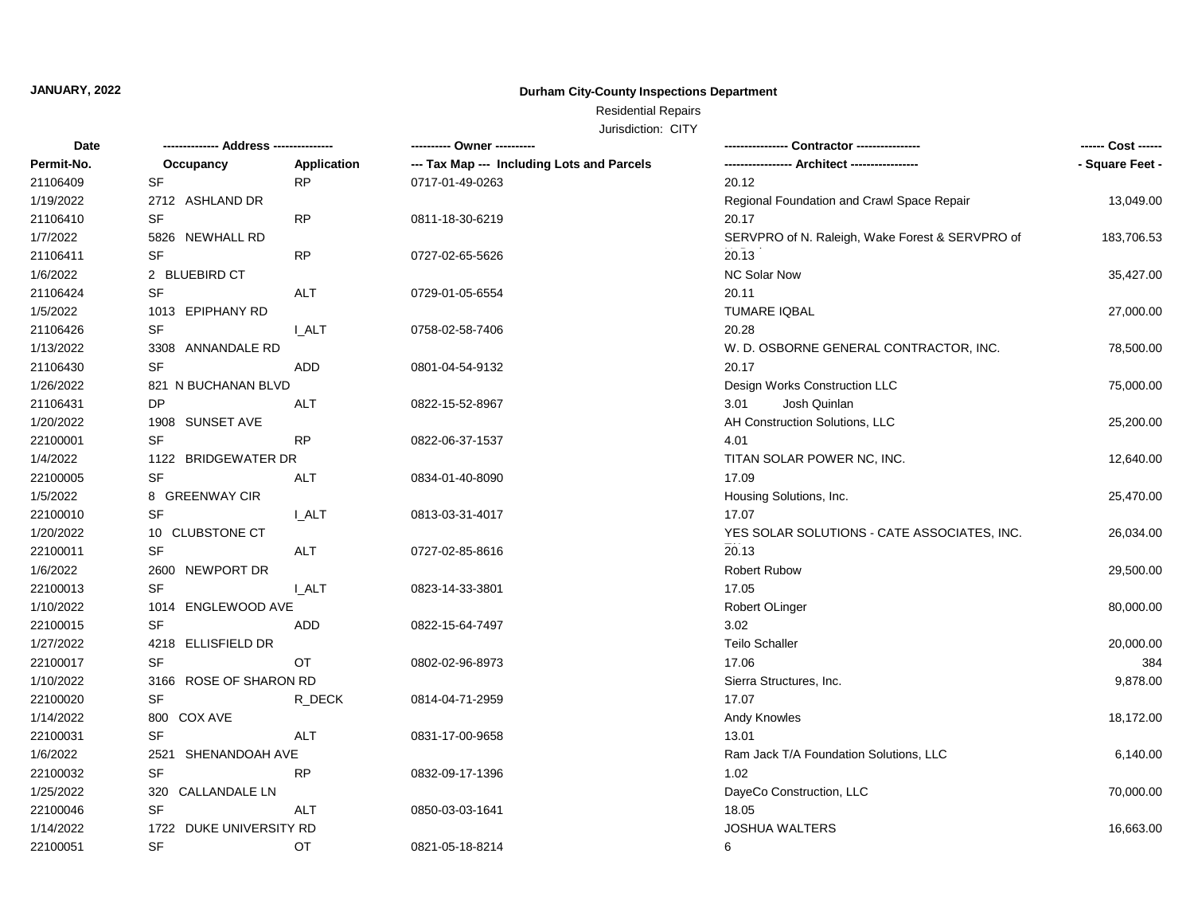**JANUARY, 2022**

# Durham City-County Inspections Department

Residential Repairs

Jurisdiction: CITY

| Date<br>Permit-No. | -------------- Address --------------<br>Occupancy | <br>Application | ---------- Owner ----------<br>--- Tax Map --- Including Lots and Parcels | ---------------- Contractor ----------------<br>----------------- Architect ----------------- | ------ Cost ------<br>- Square Feet - |
|---|---|---|---|---|---|
| 21106409 | SF | RP | 0717-01-49-0263 | 20.12 | |
| 1/19/2022 | 2712 ASHLAND DR | | | Regional Foundation and Crawl Space Repair | 13,049.00 |
| 21106410 | SF | RP | 0811-18-30-6219 | 20.17 | |
| 1/7/2022 | 5826 NEWHALL RD | | | SERVPRO of N. Raleigh, Wake Forest & SERVPRO of | 183,706.53 |
| 21106411 | SF | RP | 0727-02-65-5626 | 20.13 | |
| 1/6/2022 | 2 BLUEBIRD CT | | | NC Solar Now | 35,427.00 |
| 21106424 | SF | ALT | 0729-01-05-6554 | 20.11 | |
| 1/5/2022 | 1013 EPIPHANY RD | | | TUMARE IQBAL | 27,000.00 |
| 21106426 | SF | I_ALT | 0758-02-58-7406 | 20.28 | |
| 1/13/2022 | 3308 ANNANDALE RD | | | W. D. OSBORNE GENERAL CONTRACTOR, INC. | 78,500.00 |
| 21106430 | SF | ADD | 0801-04-54-9132 | 20.17 | |
| 1/26/2022 | 821 N BUCHANAN BLVD | | | Design Works Construction LLC | 75,000.00 |
| 21106431 | DP | ALT | 0822-15-52-8967 | 3.01 Josh Quinlan | |
| 1/20/2022 | 1908 SUNSET AVE | | | AH Construction Solutions, LLC | 25,200.00 |
| 22100001 | SF | RP | 0822-06-37-1537 | 4.01 | |
| 1/4/2022 | 1122 BRIDGEWATER DR | | | TITAN SOLAR POWER NC, INC. | 12,640.00 |
| 22100005 | SF | ALT | 0834-01-40-8090 | 17.09 | |
| 1/5/2022 | 8 GREENWAY CIR | | | Housing Solutions, Inc. | 25,470.00 |
| 22100010 | SF | I_ALT | 0813-03-31-4017 | 17.07 | |
| 1/20/2022 | 10 CLUBSTONE CT | | | YES SOLAR SOLUTIONS - CATE ASSOCIATES, INC. | 26,034.00 |
| 22100011 | SF | ALT | 0727-02-85-8616 | 20.13 | |
| 1/6/2022 | 2600 NEWPORT DR | | | Robert Rubow | 29,500.00 |
| 22100013 | SF | I_ALT | 0823-14-33-3801 | 17.05 | |
| 1/10/2022 | 1014 ENGLEWOOD AVE | | | Robert OLinger | 80,000.00 |
| 22100015 | SF | ADD | 0822-15-64-7497 | 3.02 | |
| 1/27/2022 | 4218 ELLISFIELD DR | | | Teilo Schaller | 20,000.00 |
| 22100017 | SF | OT | 0802-02-96-8973 | 17.06 | 384 |
| 1/10/2022 | 3166 ROSE OF SHARON RD | | | Sierra Structures, Inc. | 9,878.00 |
| 22100020 | SF | R_DECK | 0814-04-71-2959 | 17.07 | |
| 1/14/2022 | 800 COX AVE | | | Andy Knowles | 18,172.00 |
| 22100031 | SF | ALT | 0831-17-00-9658 | 13.01 | |
| 1/6/2022 | 2521 SHENANDOAH AVE | | | Ram Jack T/A Foundation Solutions, LLC | 6,140.00 |
| 22100032 | SF | RP | 0832-09-17-1396 | 1.02 | |
| 1/25/2022 | 320 CALLANDALE LN | | | DayeCo Construction, LLC | 70,000.00 |
| 22100046 | SF | ALT | 0850-03-03-1641 | 18.05 | |
| 1/14/2022 | 1722 DUKE UNIVERSITY RD | | | JOSHUA WALTERS | 16,663.00 |
| 22100051 | SF | OT | 0821-05-18-8214 | 6 | |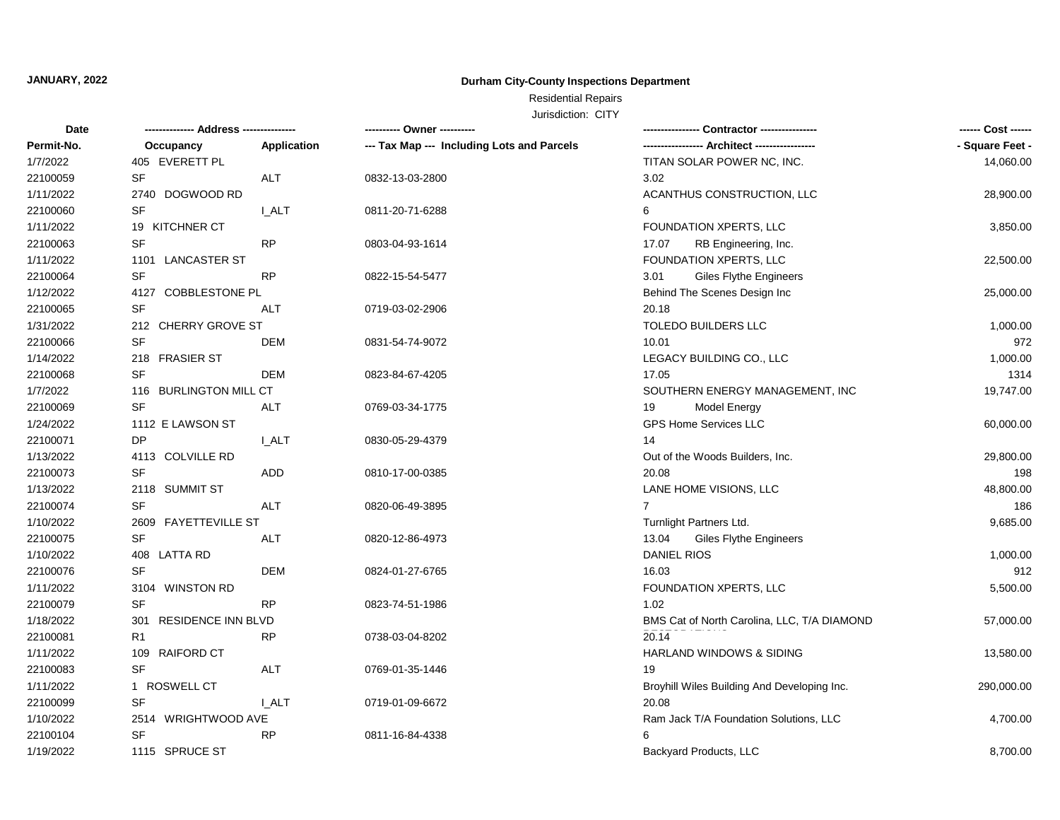**JANUARY, 2022**

# Durham City-County Inspections Department

Residential Repairs

Jurisdiction: CITY

| Date | -------------- Address -------------- | | ---------- Owner ---------- | ---------------- Contractor ---------------- | ------ Cost ------ |
|---|---|---|---|---|---|
| Permit-No. | Occupancy | Application | --- Tax Map --- Including Lots and Parcels | ----------------- Architect ----------------- | - Square Feet - |
| 1/7/2022 | 405 EVERETT PL | | | TITAN SOLAR POWER NC, INC. | 14,060.00 |
| 22100059 | SF | ALT | 0832-13-03-2800 | 3.02 | |
| 1/11/2022 | 2740 DOGWOOD RD | | | ACANTHUS CONSTRUCTION, LLC | 28,900.00 |
| 22100060 | SF | I_ALT | 0811-20-71-6288 | 6 | |
| 1/11/2022 | 19 KITCHNER CT | | | FOUNDATION XPERTS, LLC | 3,850.00 |
| 22100063 | SF | RP | 0803-04-93-1614 | 17.07 RB Engineering, Inc. | |
| 1/11/2022 | 1101 LANCASTER ST | | | FOUNDATION XPERTS, LLC | 22,500.00 |
| 22100064 | SF | RP | 0822-15-54-5477 | 3.01 Giles Flythe Engineers | |
| 1/12/2022 | 4127 COBBLESTONE PL | | | Behind The Scenes Design Inc | 25,000.00 |
| 22100065 | SF | ALT | 0719-03-02-2906 | 20.18 | |
| 1/31/2022 | 212 CHERRY GROVE ST | | | TOLEDO BUILDERS LLC | 1,000.00 |
| 22100066 | SF | DEM | 0831-54-74-9072 | 10.01 | 972 |
| 1/14/2022 | 218 FRASIER ST | | | LEGACY BUILDING CO., LLC | 1,000.00 |
| 22100068 | SF | DEM | 0823-84-67-4205 | 17.05 | 1314 |
| 1/7/2022 | 116 BURLINGTON MILL CT | | | SOUTHERN ENERGY MANAGEMENT, INC | 19,747.00 |
| 22100069 | SF | ALT | 0769-03-34-1775 | 19 Model Energy | |
| 1/24/2022 | 1112 E LAWSON ST | | | GPS Home Services LLC | 60,000.00 |
| 22100071 | DP | I_ALT | 0830-05-29-4379 | 14 | |
| 1/13/2022 | 4113 COLVILLE RD | | | Out of the Woods Builders, Inc. | 29,800.00 |
| 22100073 | SF | ADD | 0810-17-00-0385 | 20.08 | 198 |
| 1/13/2022 | 2118 SUMMIT ST | | | LANE HOME VISIONS, LLC | 48,800.00 |
| 22100074 | SF | ALT | 0820-06-49-3895 | 7 | 186 |
| 1/10/2022 | 2609 FAYETTEVILLE ST | | | Turnlight Partners Ltd. | 9,685.00 |
| 22100075 | SF | ALT | 0820-12-86-4973 | 13.04 Giles Flythe Engineers | |
| 1/10/2022 | 408 LATTA RD | | | DANIEL RIOS | 1,000.00 |
| 22100076 | SF | DEM | 0824-01-27-6765 | 16.03 | 912 |
| 1/11/2022 | 3104 WINSTON RD | | | FOUNDATION XPERTS, LLC | 5,500.00 |
| 22100079 | SF | RP | 0823-74-51-1986 | 1.02 | |
| 1/18/2022 | 301 RESIDENCE INN BLVD | | | BMS Cat of North Carolina, LLC, T/A DIAMOND RESTORATIONS | 57,000.00 |
| 22100081 | R1 | RP | 0738-03-04-8202 | 20.14 | |
| 1/11/2022 | 109 RAIFORD CT | | | HARLAND WINDOWS & SIDING | 13,580.00 |
| 22100083 | SF | ALT | 0769-01-35-1446 | 19 | |
| 1/11/2022 | 1 ROSWELL CT | | | Broyhill Wiles Building And Developing Inc. | 290,000.00 |
| 22100099 | SF | I_ALT | 0719-01-09-6672 | 20.08 | |
| 1/10/2022 | 2514 WRIGHTWOOD AVE | | | Ram Jack T/A Foundation Solutions, LLC | 4,700.00 |
| 22100104 | SF | RP | 0811-16-84-4338 | 6 | |
| 1/19/2022 | 1115 SPRUCE ST | | | Backyard Products, LLC | 8,700.00 |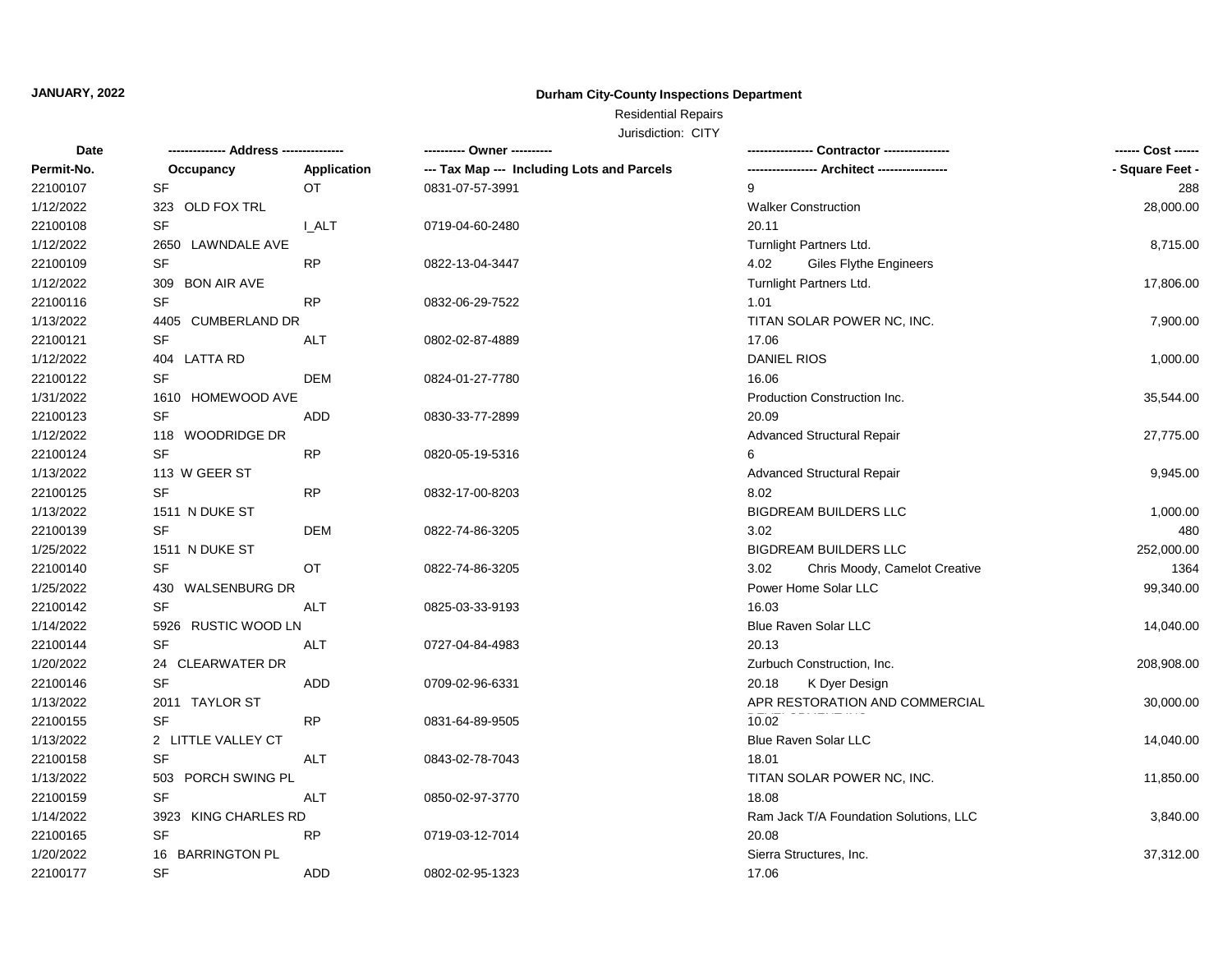**JANUARY, 2022**

**Durham City-County Inspections Department**

Residential Repairs

Jurisdiction: CITY

| Date | -------------- Address -------------- | | ---------- Owner ---------- | ---------------- Contractor ---------------- | ------ Cost ------ |
|---|---|---|---|---|---|
| Permit-No. | Occupancy | Application | --- Tax Map --- Including Lots and Parcels | ----------------- Architect ----------------- | - Square Feet - |
| 22100107 | SF | OT | 0831-07-57-3991 | 9 | 288 |
| 1/12/2022 | 323 OLD FOX TRL | | | Walker Construction | 28,000.00 |
| 22100108 | SF | I_ALT | 0719-04-60-2480 | 20.11 | |
| 1/12/2022 | 2650 LAWNDALE AVE | | | Turnlight Partners Ltd. | 8,715.00 |
| 22100109 | SF | RP | 0822-13-04-3447 | 4.02 Giles Flythe Engineers | |
| 1/12/2022 | 309 BON AIR AVE | | | Turnlight Partners Ltd. | 17,806.00 |
| 22100116 | SF | RP | 0832-06-29-7522 | 1.01 | |
| 1/13/2022 | 4405 CUMBERLAND DR | | | TITAN SOLAR POWER NC, INC. | 7,900.00 |
| 22100121 | SF | ALT | 0802-02-87-4889 | 17.06 | |
| 1/12/2022 | 404 LATTA RD | | | DANIEL RIOS | 1,000.00 |
| 22100122 | SF | DEM | 0824-01-27-7780 | 16.06 | |
| 1/31/2022 | 1610 HOMEWOOD AVE | | | Production Construction Inc. | 35,544.00 |
| 22100123 | SF | ADD | 0830-33-77-2899 | 20.09 | |
| 1/12/2022 | 118 WOODRIDGE DR | | | Advanced Structural Repair | 27,775.00 |
| 22100124 | SF | RP | 0820-05-19-5316 | 6 | |
| 1/13/2022 | 113 W GEER ST | | | Advanced Structural Repair | 9,945.00 |
| 22100125 | SF | RP | 0832-17-00-8203 | 8.02 | |
| 1/13/2022 | 1511 N DUKE ST | | | BIGDREAM BUILDERS LLC | 1,000.00 |
| 22100139 | SF | DEM | 0822-74-86-3205 | 3.02 | 480 |
| 1/25/2022 | 1511 N DUKE ST | | | BIGDREAM BUILDERS LLC | 252,000.00 |
| 22100140 | SF | OT | 0822-74-86-3205 | 3.02 Chris Moody, Camelot Creative | 1364 |
| 1/25/2022 | 430 WALSENBURG DR | | | Power Home Solar LLC | 99,340.00 |
| 22100142 | SF | ALT | 0825-03-33-9193 | 16.03 | |
| 1/14/2022 | 5926 RUSTIC WOOD LN | | | Blue Raven Solar LLC | 14,040.00 |
| 22100144 | SF | ALT | 0727-04-84-4983 | 20.13 | |
| 1/20/2022 | 24 CLEARWATER DR | | | Zurbuch Construction, Inc. | 208,908.00 |
| 22100146 | SF | ADD | 0709-02-96-6331 | 20.18 K Dyer Design | |
| 1/13/2022 | 2011 TAYLOR ST | | | APR RESTORATION AND COMMERCIAL | 30,000.00 |
| 22100155 | SF | RP | 0831-64-89-9505 | 10.02 | |
| 1/13/2022 | 2 LITTLE VALLEY CT | | | Blue Raven Solar LLC | 14,040.00 |
| 22100158 | SF | ALT | 0843-02-78-7043 | 18.01 | |
| 1/13/2022 | 503 PORCH SWING PL | | | TITAN SOLAR POWER NC, INC. | 11,850.00 |
| 22100159 | SF | ALT | 0850-02-97-3770 | 18.08 | |
| 1/14/2022 | 3923 KING CHARLES RD | | | Ram Jack T/A Foundation Solutions, LLC | 3,840.00 |
| 22100165 | SF | RP | 0719-03-12-7014 | 20.08 | |
| 1/20/2022 | 16 BARRINGTON PL | | | Sierra Structures, Inc. | 37,312.00 |
| 22100177 | SF | ADD | 0802-02-95-1323 | 17.06 | |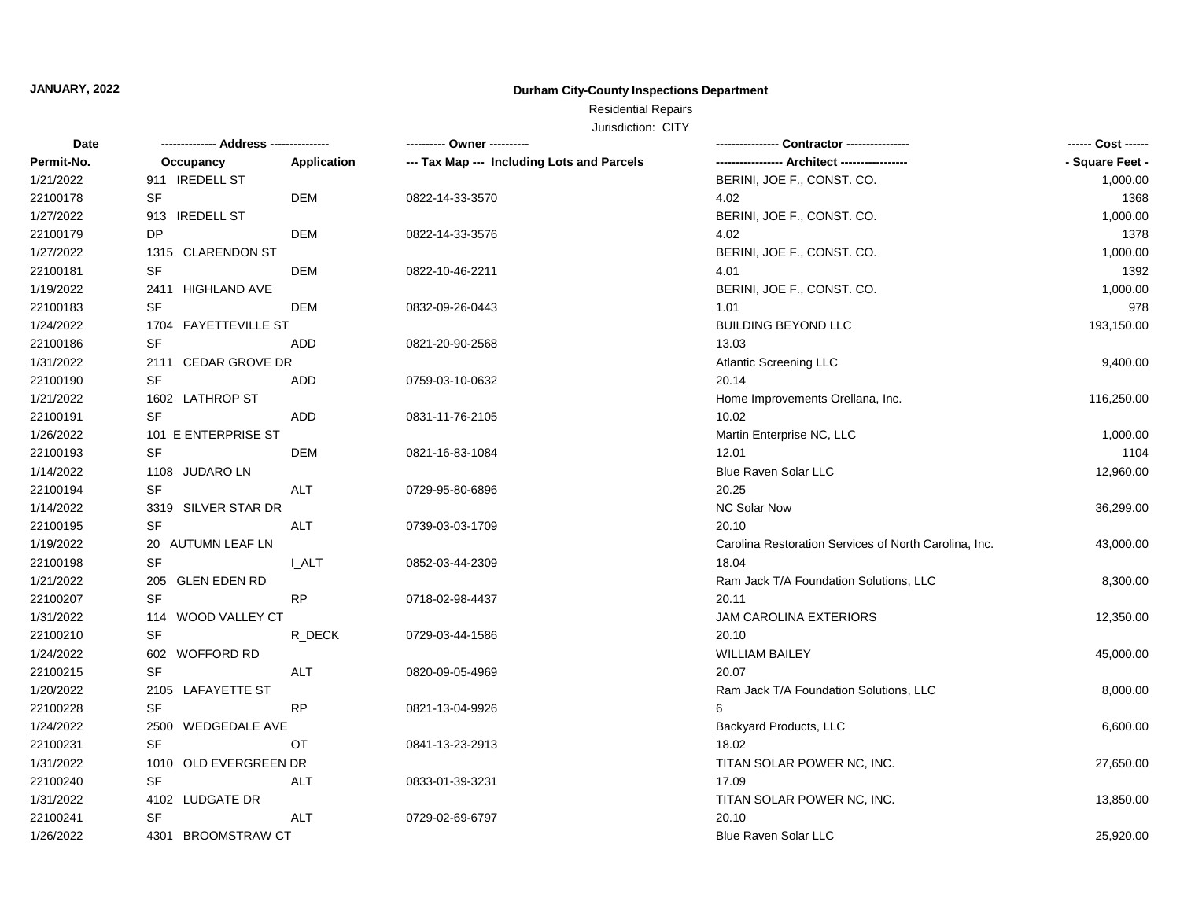**JANUARY, 2022**

**Durham City-County Inspections Department**

Residential Repairs

Jurisdiction: CITY

| Date | -------------- Address -------------- | | ---------- Owner ---------- | ---------------- Contractor ---------------- | ------ Cost ------ |
|---|---|---|---|---|---|
| Permit-No. | Occupancy | Application | --- Tax Map --- Including Lots and Parcels | ----------------- Architect ----------------- | - Square Feet - |
| 1/21/2022 | 911 IREDELL ST | | | BERINI, JOE F., CONST. CO. | 1,000.00 |
| 22100178 | SF | DEM | 0822-14-33-3570 | 4.02 | 1368 |
| 1/27/2022 | 913 IREDELL ST | | | BERINI, JOE F., CONST. CO. | 1,000.00 |
| 22100179 | DP | DEM | 0822-14-33-3576 | 4.02 | 1378 |
| 1/27/2022 | 1315 CLARENDON ST | | | BERINI, JOE F., CONST. CO. | 1,000.00 |
| 22100181 | SF | DEM | 0822-10-46-2211 | 4.01 | 1392 |
| 1/19/2022 | 2411 HIGHLAND AVE | | | BERINI, JOE F., CONST. CO. | 1,000.00 |
| 22100183 | SF | DEM | 0832-09-26-0443 | 1.01 | 978 |
| 1/24/2022 | 1704 FAYETTEVILLE ST | | | BUILDING BEYOND LLC | 193,150.00 |
| 22100186 | SF | ADD | 0821-20-90-2568 | 13.03 | |
| 1/31/2022 | 2111 CEDAR GROVE DR | | | Atlantic Screening LLC | 9,400.00 |
| 22100190 | SF | ADD | 0759-03-10-0632 | 20.14 | |
| 1/21/2022 | 1602 LATHROP ST | | | Home Improvements Orellana, Inc. | 116,250.00 |
| 22100191 | SF | ADD | 0831-11-76-2105 | 10.02 | |
| 1/26/2022 | 101 E ENTERPRISE ST | | | Martin Enterprise NC, LLC | 1,000.00 |
| 22100193 | SF | DEM | 0821-16-83-1084 | 12.01 | 1104 |
| 1/14/2022 | 1108 JUDARO LN | | | Blue Raven Solar LLC | 12,960.00 |
| 22100194 | SF | ALT | 0729-95-80-6896 | 20.25 | |
| 1/14/2022 | 3319 SILVER STAR DR | | | NC Solar Now | 36,299.00 |
| 22100195 | SF | ALT | 0739-03-03-1709 | 20.10 | |
| 1/19/2022 | 20 AUTUMN LEAF LN | | | Carolina Restoration Services of North Carolina, Inc. | 43,000.00 |
| 22100198 | SF | I_ALT | 0852-03-44-2309 | 18.04 | |
| 1/21/2022 | 205 GLEN EDEN RD | | | Ram Jack T/A Foundation Solutions, LLC | 8,300.00 |
| 22100207 | SF | RP | 0718-02-98-4437 | 20.11 | |
| 1/31/2022 | 114 WOOD VALLEY CT | | | JAM CAROLINA EXTERIORS | 12,350.00 |
| 22100210 | SF | R_DECK | 0729-03-44-1586 | 20.10 | |
| 1/24/2022 | 602 WOFFORD RD | | | WILLIAM BAILEY | 45,000.00 |
| 22100215 | SF | ALT | 0820-09-05-4969 | 20.07 | |
| 1/20/2022 | 2105 LAFAYETTE ST | | | Ram Jack T/A Foundation Solutions, LLC | 8,000.00 |
| 22100228 | SF | RP | 0821-13-04-9926 | 6 | |
| 1/24/2022 | 2500 WEDGEDALE AVE | | | Backyard Products, LLC | 6,600.00 |
| 22100231 | SF | OT | 0841-13-23-2913 | 18.02 | |
| 1/31/2022 | 1010 OLD EVERGREEN DR | | | TITAN SOLAR POWER NC, INC. | 27,650.00 |
| 22100240 | SF | ALT | 0833-01-39-3231 | 17.09 | |
| 1/31/2022 | 4102 LUDGATE DR | | | TITAN SOLAR POWER NC, INC. | 13,850.00 |
| 22100241 | SF | ALT | 0729-02-69-6797 | 20.10 | |
| 1/26/2022 | 4301 BROOMSTRAW CT | | | Blue Raven Solar LLC | 25,920.00 |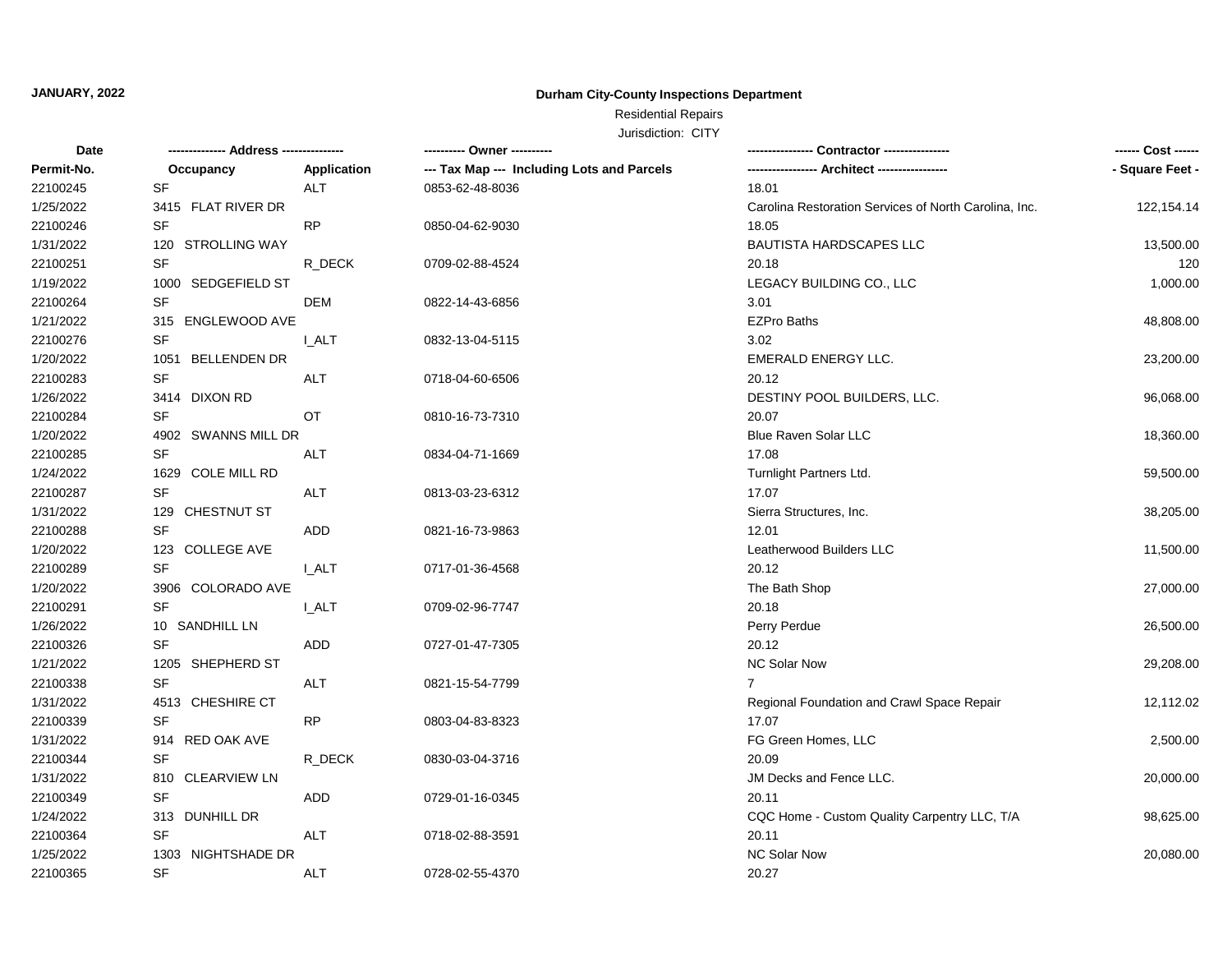**JANUARY, 2022**

**Durham City-County Inspections Department**

Residential Repairs

Jurisdiction: CITY

| Date<br>Permit-No. | -------------- Address --------------<br>Occupancy | <br>Application | ---------- Owner ----------<br>--- Tax Map --- Including Lots and Parcels | ---------------- Contractor ----------------<br>----------------- Architect ----------------- | ------ Cost ------<br>- Square Feet - |
|---|---|---|---|---|---|
| 22100245 | SF | ALT | 0853-62-48-8036 | 18.01 | |
| 1/25/2022 | 3415 FLAT RIVER DR | | | Carolina Restoration Services of North Carolina, Inc. | 122,154.14 |
| 22100246 | SF | RP | 0850-04-62-9030 | 18.05 | |
| 1/31/2022 | 120 STROLLING WAY | | | BAUTISTA HARDSCAPES LLC | 13,500.00 |
| 22100251 | SF | R_DECK | 0709-02-88-4524 | 20.18 | 120 |
| 1/19/2022 | 1000 SEDGEFIELD ST | | | LEGACY BUILDING CO., LLC | 1,000.00 |
| 22100264 | SF | DEM | 0822-14-43-6856 | 3.01 | |
| 1/21/2022 | 315 ENGLEWOOD AVE | | | EZPro Baths | 48,808.00 |
| 22100276 | SF | I_ALT | 0832-13-04-5115 | 3.02 | |
| 1/20/2022 | 1051 BELLENDEN DR | | | EMERALD ENERGY LLC. | 23,200.00 |
| 22100283 | SF | ALT | 0718-04-60-6506 | 20.12 | |
| 1/26/2022 | 3414 DIXON RD | | | DESTINY POOL BUILDERS, LLC. | 96,068.00 |
| 22100284 | SF | OT | 0810-16-73-7310 | 20.07 | |
| 1/20/2022 | 4902 SWANNS MILL DR | | | Blue Raven Solar LLC | 18,360.00 |
| 22100285 | SF | ALT | 0834-04-71-1669 | 17.08 | |
| 1/24/2022 | 1629 COLE MILL RD | | | Turnlight Partners Ltd. | 59,500.00 |
| 22100287 | SF | ALT | 0813-03-23-6312 | 17.07 | |
| 1/31/2022 | 129 CHESTNUT ST | | | Sierra Structures, Inc. | 38,205.00 |
| 22100288 | SF | ADD | 0821-16-73-9863 | 12.01 | |
| 1/20/2022 | 123 COLLEGE AVE | | | Leatherwood Builders LLC | 11,500.00 |
| 22100289 | SF | I_ALT | 0717-01-36-4568 | 20.12 | |
| 1/20/2022 | 3906 COLORADO AVE | | | The Bath Shop | 27,000.00 |
| 22100291 | SF | I_ALT | 0709-02-96-7747 | 20.18 | |
| 1/26/2022 | 10 SANDHILL LN | | | Perry Perdue | 26,500.00 |
| 22100326 | SF | ADD | 0727-01-47-7305 | 20.12 | |
| 1/21/2022 | 1205 SHEPHERD ST | | | NC Solar Now | 29,208.00 |
| 22100338 | SF | ALT | 0821-15-54-7799 | 7 | |
| 1/31/2022 | 4513 CHESHIRE CT | | | Regional Foundation and Crawl Space Repair | 12,112.02 |
| 22100339 | SF | RP | 0803-04-83-8323 | 17.07 | |
| 1/31/2022 | 914 RED OAK AVE | | | FG Green Homes, LLC | 2,500.00 |
| 22100344 | SF | R_DECK | 0830-03-04-3716 | 20.09 | |
| 1/31/2022 | 810 CLEARVIEW LN | | | JM Decks and Fence LLC. | 20,000.00 |
| 22100349 | SF | ADD | 0729-01-16-0345 | 20.11 | |
| 1/24/2022 | 313 DUNHILL DR | | | CQC Home - Custom Quality Carpentry LLC, T/A | 98,625.00 |
| 22100364 | SF | ALT | 0718-02-88-3591 | 20.11 | |
| 1/25/2022 | 1303 NIGHTSHADE DR | | | NC Solar Now | 20,080.00 |
| 22100365 | SF | ALT | 0728-02-55-4370 | 20.27 | |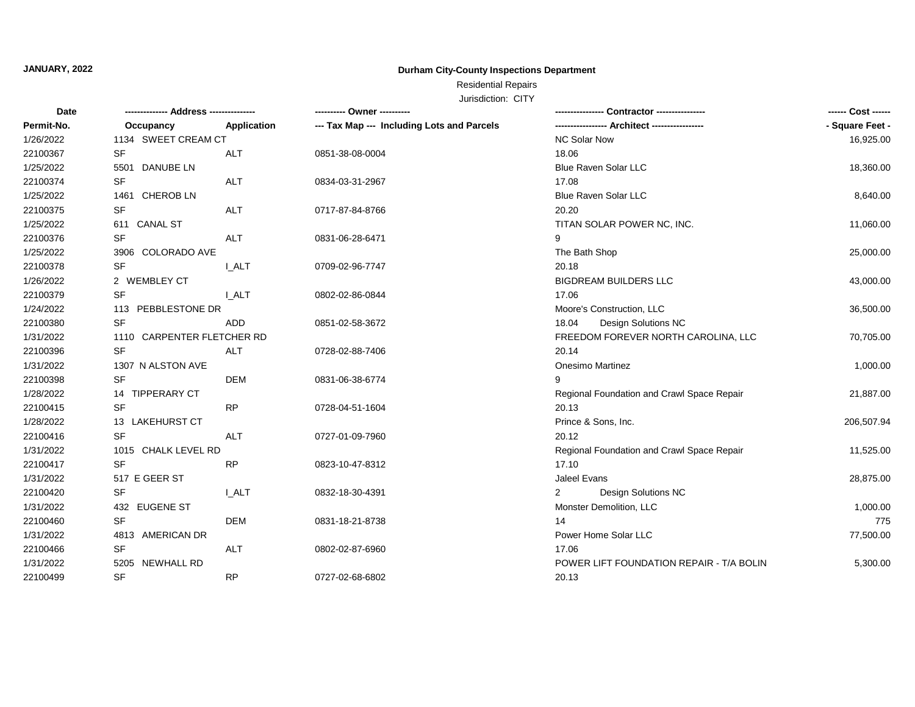JANUARY, 2022

**Durham City-County Inspections Department**

Residential Repairs

Jurisdiction: CITY

| Date<br>Permit-No. | -------------- Address --------------<br>Occupancy | <br>Application | ---------- Owner ----------<br>--- Tax Map --- Including Lots and Parcels | ---------------- Contractor ----------------<br>----------------- Architect ----------------- | ------ Cost ------<br>- Square Feet - |
|---|---|---|---|---|---|
| 1/26/2022 | 1134 SWEET CREAM CT | | | NC Solar Now | 16,925.00 |
| 22100367 | SF | ALT | 0851-38-08-0004 | 18.06 | |
| 1/25/2022 | 5501 DANUBE LN | | | Blue Raven Solar LLC | 18,360.00 |
| 22100374 | SF | ALT | 0834-03-31-2967 | 17.08 | |
| 1/25/2022 | 1461 CHEROB LN | | | Blue Raven Solar LLC | 8,640.00 |
| 22100375 | SF | ALT | 0717-87-84-8766 | 20.20 | |
| 1/25/2022 | 611 CANAL ST | | | TITAN SOLAR POWER NC, INC. | 11,060.00 |
| 22100376 | SF | ALT | 0831-06-28-6471 | 9 | |
| 1/25/2022 | 3906 COLORADO AVE | | | The Bath Shop | 25,000.00 |
| 22100378 | SF | I_ALT | 0709-02-96-7747 | 20.18 | |
| 1/26/2022 | 2 WEMBLEY CT | | | BIGDREAM BUILDERS LLC | 43,000.00 |
| 22100379 | SF | I_ALT | 0802-02-86-0844 | 17.06 | |
| 1/24/2022 | 113 PEBBLESTONE DR | | | Moore's Construction, LLC | 36,500.00 |
| 22100380 | SF | ADD | 0851-02-58-3672 | 18.04 Design Solutions NC | |
| 1/31/2022 | 1110 CARPENTER FLETCHER RD | | | FREEDOM FOREVER NORTH CAROLINA, LLC | 70,705.00 |
| 22100396 | SF | ALT | 0728-02-88-7406 | 20.14 | |
| 1/31/2022 | 1307 N ALSTON AVE | | | Onesimo Martinez | 1,000.00 |
| 22100398 | SF | DEM | 0831-06-38-6774 | 9 | |
| 1/28/2022 | 14 TIPPERARY CT | | | Regional Foundation and Crawl Space Repair | 21,887.00 |
| 22100415 | SF | RP | 0728-04-51-1604 | 20.13 | |
| 1/28/2022 | 13 LAKEHURST CT | | | Prince & Sons, Inc. | 206,507.94 |
| 22100416 | SF | ALT | 0727-01-09-7960 | 20.12 | |
| 1/31/2022 | 1015 CHALK LEVEL RD | | | Regional Foundation and Crawl Space Repair | 11,525.00 |
| 22100417 | SF | RP | 0823-10-47-8312 | 17.10 | |
| 1/31/2022 | 517 E GEER ST | | | Jaleel Evans | 28,875.00 |
| 22100420 | SF | I_ALT | 0832-18-30-4391 | 2 Design Solutions NC | |
| 1/31/2022 | 432 EUGENE ST | | | Monster Demolition, LLC | 1,000.00 |
| 22100460 | SF | DEM | 0831-18-21-8738 | 14 | 775 |
| 1/31/2022 | 4813 AMERICAN DR | | | Power Home Solar LLC | 77,500.00 |
| 22100466 | SF | ALT | 0802-02-87-6960 | 17.06 | |
| 1/31/2022 | 5205 NEWHALL RD | | | POWER LIFT FOUNDATION REPAIR - T/A BOLIN | 5,300.00 |
| 22100499 | SF | RP | 0727-02-68-6802 | 20.13 | |